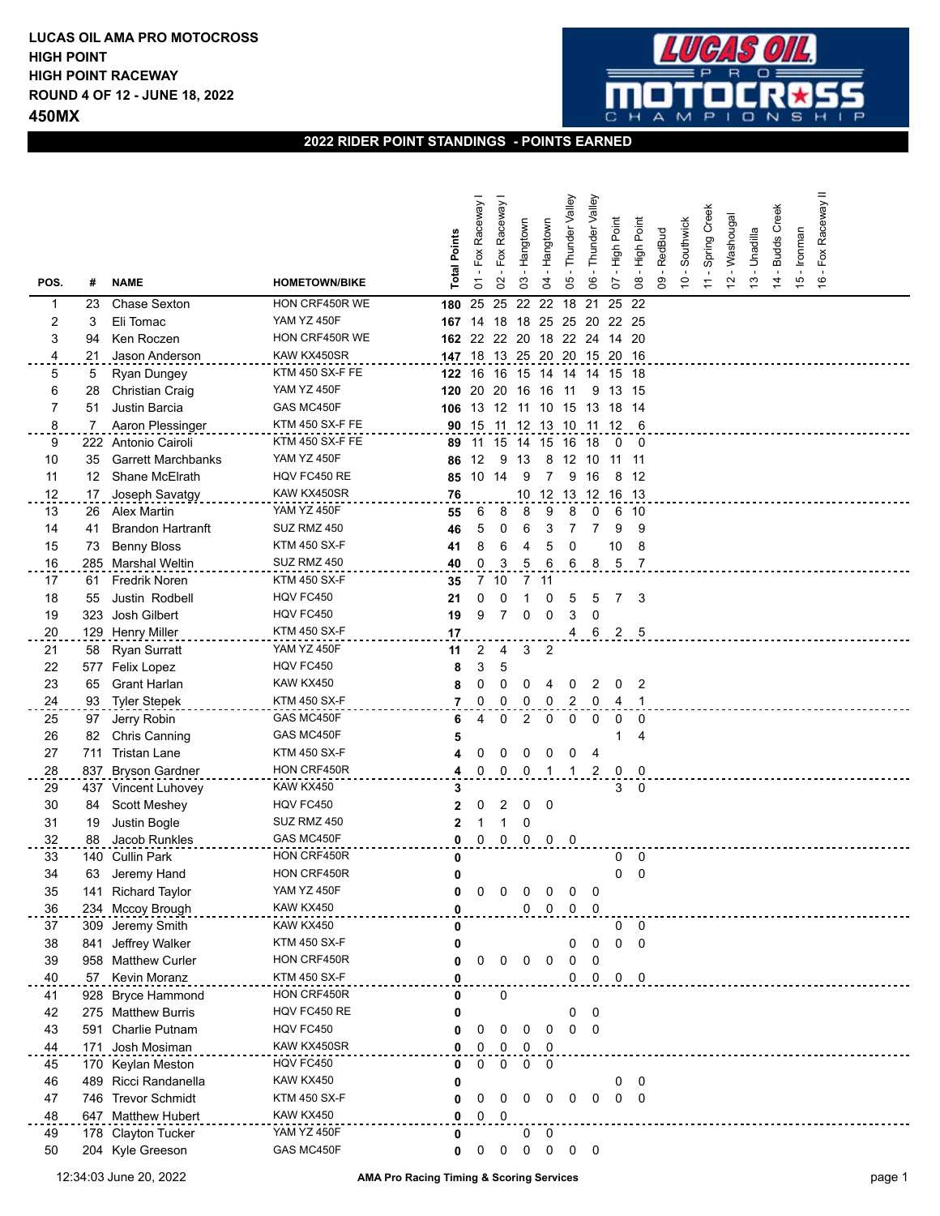**LUCAS OIL AMA PRO MOTOCROSS**
**HIGH POINT**
**HIGH POINT RACEWAY**
**ROUND 4 OF 12 - JUNE 18, 2022**
**450MX**

## 2022 RIDER POINT STANDINGS - POINTS EARNED

| POS. | # | NAME | HOMETOWN/BIKE | Total Points | 01 - Fox Raceway I | 02 - Fox Raceway I | 03 - Hangtown | 04 - Hangtown | 05 - Thunder Valley | 06 - Thunder Valley | 07 - High Point | 08 - High Point | 09 - RedBud | 10 - Southwick | 11 - Spring Creek | 12 - Washougal | 13 - Unadilla | 14 - Budds Creek | 15 - Ironman | 16 - Fox Raceway II |
|---|---|---|---|---|---|---|---|---|---|---|---|---|---|---|---|---|---|---|---|---|
| 1 | 23 | Chase Sexton | HON CRF450R WE | **180** | 25 | 25 | 22 | 22 | 18 | 21 | 25 | 22 | | | | | | | | |
| 2 | 3 | Eli Tomac | YAM YZ 450F | **167** | 14 | 18 | 18 | 25 | 25 | 20 | 22 | 25 | | | | | | | | |
| 3 | 94 | Ken Roczen | HON CRF450R WE | **162** | 22 | 22 | 20 | 18 | 22 | 24 | 14 | 20 | | | | | | | | |
| 4 | 21 | Jason Anderson | KAW KX450SR | **147** | 18 | 13 | 25 | 20 | 20 | 15 | 20 | 16 | | | | | | | | |
| 5 | 5 | Ryan Dungey | KTM 450 SX-F FE | **122** | 16 | 16 | 15 | 14 | 14 | 14 | 15 | 18 | | | | | | | | |
| 6 | 28 | Christian Craig | YAM YZ 450F | **120** | 20 | 20 | 16 | 16 | 11 | 9 | 13 | 15 | | | | | | | | |
| 7 | 51 | Justin Barcia | GAS MC450F | **106** | 13 | 12 | 11 | 10 | 15 | 13 | 18 | 14 | | | | | | | | |
| 8 | 7 | Aaron Plessinger | KTM 450 SX-F FE | **90** | 15 | 11 | 12 | 13 | 10 | 11 | 12 | 6 | | | | | | | | |
| 9 | 222 | Antonio Cairoli | KTM 450 SX-F FE | **89** | 11 | 15 | 14 | 15 | 16 | 18 | 0 | 0 | | | | | | | | |
| 10 | 35 | Garrett Marchbanks | YAM YZ 450F | **86** | 12 | 9 | 13 | 8 | 12 | 10 | 11 | 11 | | | | | | | | |
| 11 | 12 | Shane McElrath | HQV FC450 RE | **85** | 10 | 14 | 9 | 7 | 9 | 16 | 8 | 12 | | | | | | | | |
| 12 | 17 | Joseph Savatgy | KAW KX450SR | **76** | | | 10 | 12 | 13 | 12 | 16 | 13 | | | | | | | | |
| 13 | 26 | Alex Martin | YAM YZ 450F | **55** | 6 | 8 | 8 | 9 | 8 | 0 | 6 | 10 | | | | | | | | |
| 14 | 41 | Brandon Hartranft | SUZ RMZ 450 | **46** | 5 | 0 | 6 | 3 | 7 | 7 | 9 | 9 | | | | | | | | |
| 15 | 73 | Benny Bloss | KTM 450 SX-F | **41** | 8 | 6 | 4 | 5 | 0 | | 10 | 8 | | | | | | | | |
| 16 | 285 | Marshal Weltin | SUZ RMZ 450 | **40** | 0 | 3 | 5 | 6 | 6 | 8 | 5 | 7 | | | | | | | | |
| 17 | 61 | Fredrik Noren | KTM 450 SX-F | **35** | 7 | 10 | 7 | 11 | | | | | | | | | | | | |
| 18 | 55 | Justin Rodbell | HQV FC450 | **21** | 0 | 0 | 1 | 0 | 5 | 5 | 7 | 3 | | | | | | | | |
| 19 | 323 | Josh Gilbert | HQV FC450 | **19** | 9 | 7 | 0 | 0 | 3 | 0 | | | | | | | | | | |
| 20 | 129 | Henry Miller | KTM 450 SX-F | **17** | | | | | 4 | 6 | 2 | 5 | | | | | | | | |
| 21 | 58 | Ryan Surratt | YAM YZ 450F | **11** | 2 | 4 | 3 | 2 | | | | | | | | | | | | |
| 22 | 577 | Felix Lopez | HQV FC450 | **8** | 3 | 5 | | | | | | | | | | | | | | |
| 23 | 65 | Grant Harlan | KAW KX450 | **8** | 0 | 0 | 0 | 4 | 0 | 2 | 0 | 2 | | | | | | | | |
| 24 | 93 | Tyler Stepek | KTM 450 SX-F | **7** | 0 | 0 | 0 | 0 | 2 | 0 | 4 | 1 | | | | | | | | |
| 25 | 97 | Jerry Robin | GAS MC450F | **6** | 4 | 0 | 2 | 0 | 0 | 0 | 0 | 0 | | | | | | | | |
| 26 | 82 | Chris Canning | GAS MC450F | **5** | | | | | | | 1 | 4 | | | | | | | | |
| 27 | 711 | Tristan Lane | KTM 450 SX-F | **4** | 0 | 0 | 0 | 0 | 0 | 4 | | | | | | | | | | |
| 28 | 837 | Bryson Gardner | HON CRF450R | **4** | 0 | 0 | 0 | 1 | 1 | 2 | 0 | 0 | | | | | | | | |
| 29 | 437 | Vincent Luhovey | KAW KX450 | **3** | | | | | | | 3 | 0 | | | | | | | | |
| 30 | 84 | Scott Meshey | HQV FC450 | **2** | 0 | 2 | 0 | 0 | | | | | | | | | | | | |
| 31 | 19 | Justin Bogle | SUZ RMZ 450 | **2** | 1 | 1 | 0 | | | | | | | | | | | | | |
| 32 | 88 | Jacob Runkles | GAS MC450F | **0** | 0 | 0 | 0 | 0 | 0 | | | | | | | | | | | |
| 33 | 140 | Cullin Park | HON CRF450R | **0** | | | | | | | 0 | 0 | | | | | | | | |
| 34 | 63 | Jeremy Hand | HON CRF450R | **0** | | | | | | | 0 | 0 | | | | | | | | |
| 35 | 141 | Richard Taylor | YAM YZ 450F | **0** | 0 | 0 | 0 | 0 | 0 | 0 | | | | | | | | | | |
| 36 | 234 | Mccoy Brough | KAW KX450 | **0** | | | 0 | 0 | 0 | 0 | | | | | | | | | | |
| 37 | 309 | Jeremy Smith | KAW KX450 | **0** | | | | | | | 0 | 0 | | | | | | | | |
| 38 | 841 | Jeffrey Walker | KTM 450 SX-F | **0** | | | | | 0 | 0 | 0 | 0 | | | | | | | | |
| 39 | 958 | Matthew Curler | HON CRF450R | **0** | 0 | 0 | 0 | 0 | 0 | 0 | | | | | | | | | | |
| 40 | 57 | Kevin Moranz | KTM 450 SX-F | **0** | | | | | 0 | 0 | 0 | 0 | | | | | | | | |
| 41 | 928 | Bryce Hammond | HON CRF450R | **0** | | 0 | | | | | | | | | | | | | | |
| 42 | 275 | Matthew Burris | HQV FC450 RE | **0** | | | | | 0 | 0 | | | | | | | | | | |
| 43 | 591 | Charlie Putnam | HQV FC450 | **0** | 0 | 0 | 0 | 0 | 0 | 0 | | | | | | | | | | |
| 44 | 171 | Josh Mosiman | KAW KX450SR | **0** | 0 | 0 | 0 | 0 | | | | | | | | | | | | |
| 45 | 170 | Keylan Meston | HQV FC450 | **0** | 0 | 0 | 0 | 0 | | | | | | | | | | | | |
| 46 | 489 | Ricci Randanella | KAW KX450 | **0** | | | | | | | 0 | 0 | | | | | | | | |
| 47 | 746 | Trevor Schmidt | KTM 450 SX-F | **0** | 0 | 0 | 0 | 0 | 0 | 0 | 0 | 0 | | | | | | | | |
| 48 | 647 | Matthew Hubert | KAW KX450 | **0** | 0 | 0 | | | | | | | | | | | | | | |
| 49 | 178 | Clayton Tucker | YAM YZ 450F | **0** | | | 0 | 0 | | | | | | | | | | | | |
| 50 | 204 | Kyle Greeson | GAS MC450F | **0** | 0 | 0 | 0 | 0 | 0 | 0 | | | | | | | | | | |

12:34:03 June 20, 2022 — AMA Pro Racing Timing & Scoring Services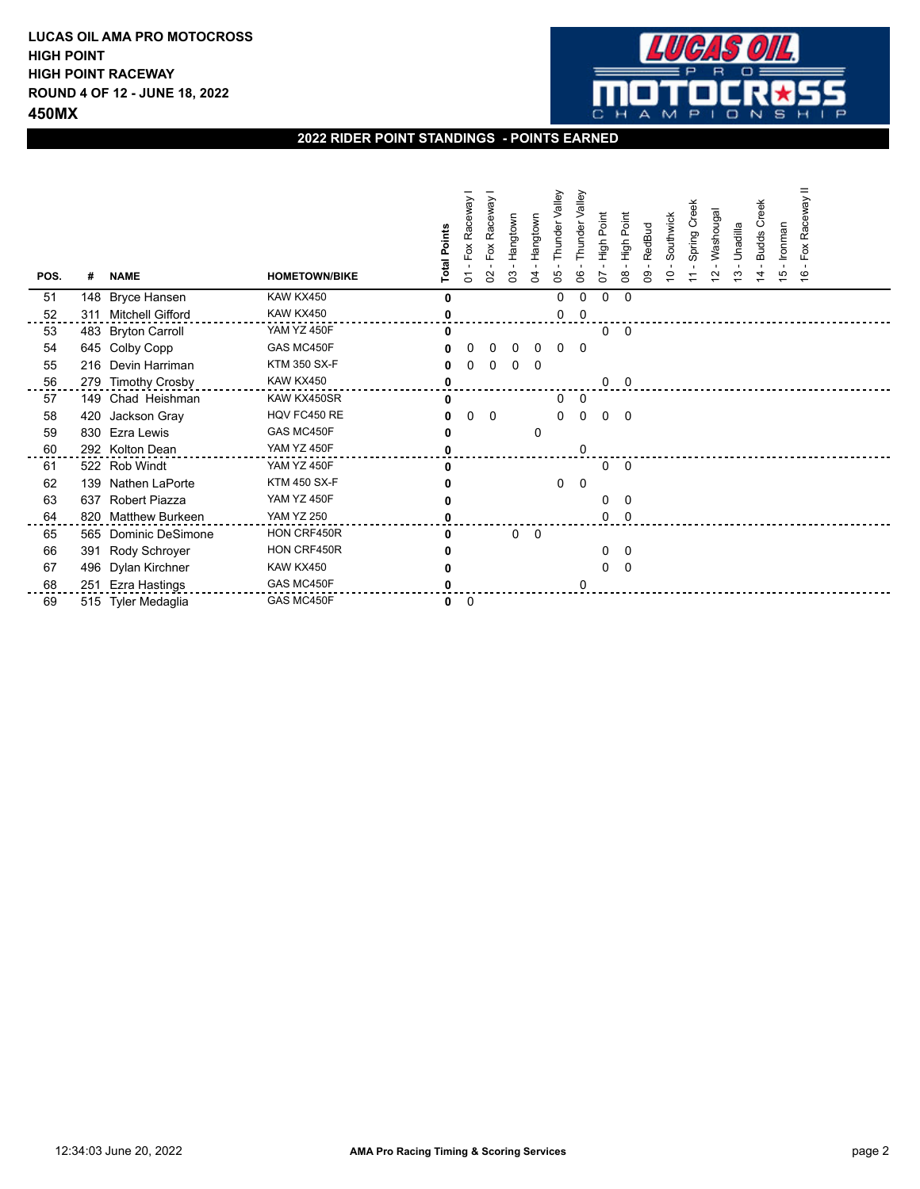**LUCAS OIL AMA PRO MOTOCROSS**
**HIGH POINT**
**HIGH POINT RACEWAY**
**ROUND 4 OF 12 - JUNE 18, 2022**
**450MX**

## 2022 RIDER POINT STANDINGS - POINTS EARNED

| POS. | # | NAME | HOMETOWN/BIKE | Total Points | 01 - Fox Raceway I | 02 - Fox Raceway I | 03 - Hangtown | 04 - Hangtown | 05 - Thunder Valley | 06 - Thunder Valley | 07 - High Point | 08 - High Point | 09 - RedBud | 10 - Southwick | 11 - Spring Creek | 12 - Washougal | 13 - Unadilla | 14 - Budds Creek | 15 - Ironman | 16 - Fox Raceway II |
|---|---|---|---|---|---|---|---|---|---|---|---|---|---|---|---|---|---|---|---|---|
| 51 | 148 | Bryce Hansen | KAW KX450 | **0** | | | | | 0 | 0 | 0 | 0 | | | | | | | | |
| 52 | 311 | Mitchell Gifford | KAW KX450 | **0** | | | | | 0 | 0 | | | | | | | | | | |
| 53 | 483 | Bryton Carroll | YAM YZ 450F | **0** | | | | | | | 0 | 0 | | | | | | | | |
| 54 | 645 | Colby Copp | GAS MC450F | **0** | 0 | 0 | 0 | 0 | 0 | 0 | | | | | | | | | | |
| 55 | 216 | Devin Harriman | KTM 350 SX-F | **0** | 0 | 0 | 0 | 0 | | | | | | | | | | | | |
| 56 | 279 | Timothy Crosby | KAW KX450 | **0** | | | | | | | 0 | 0 | | | | | | | | |
| 57 | 149 | Chad Heishman | KAW KX450SR | **0** | | | | | 0 | 0 | | | | | | | | | | |
| 58 | 420 | Jackson Gray | HQV FC450 RE | **0** | 0 | 0 | | | 0 | 0 | 0 | 0 | | | | | | | | |
| 59 | 830 | Ezra Lewis | GAS MC450F | **0** | | | | 0 | | | | | | | | | | | | |
| 60 | 292 | Kolton Dean | YAM YZ 450F | **0** | | | | | | 0 | | | | | | | | | | |
| 61 | 522 | Rob Windt | YAM YZ 450F | **0** | | | | | | | 0 | 0 | | | | | | | | |
| 62 | 139 | Nathen LaPorte | KTM 450 SX-F | **0** | | | | | 0 | 0 | | | | | | | | | | |
| 63 | 637 | Robert Piazza | YAM YZ 450F | **0** | | | | | | | 0 | 0 | | | | | | | | |
| 64 | 820 | Matthew Burkeen | YAM YZ 250 | **0** | | | | | | | 0 | 0 | | | | | | | | |
| 65 | 565 | Dominic DeSimone | HON CRF450R | **0** | | | 0 | 0 | | | | | | | | | | | | |
| 66 | 391 | Rody Schroyer | HON CRF450R | **0** | | | | | | | 0 | 0 | | | | | | | | |
| 67 | 496 | Dylan Kirchner | KAW KX450 | **0** | | | | | | | 0 | 0 | | | | | | | | |
| 68 | 251 | Ezra Hastings | GAS MC450F | **0** | | | | | | 0 | | | | | | | | | | |
| 69 | 515 | Tyler Medaglia | GAS MC450F | **0** | 0 | | | | | | | | | | | | | | | |